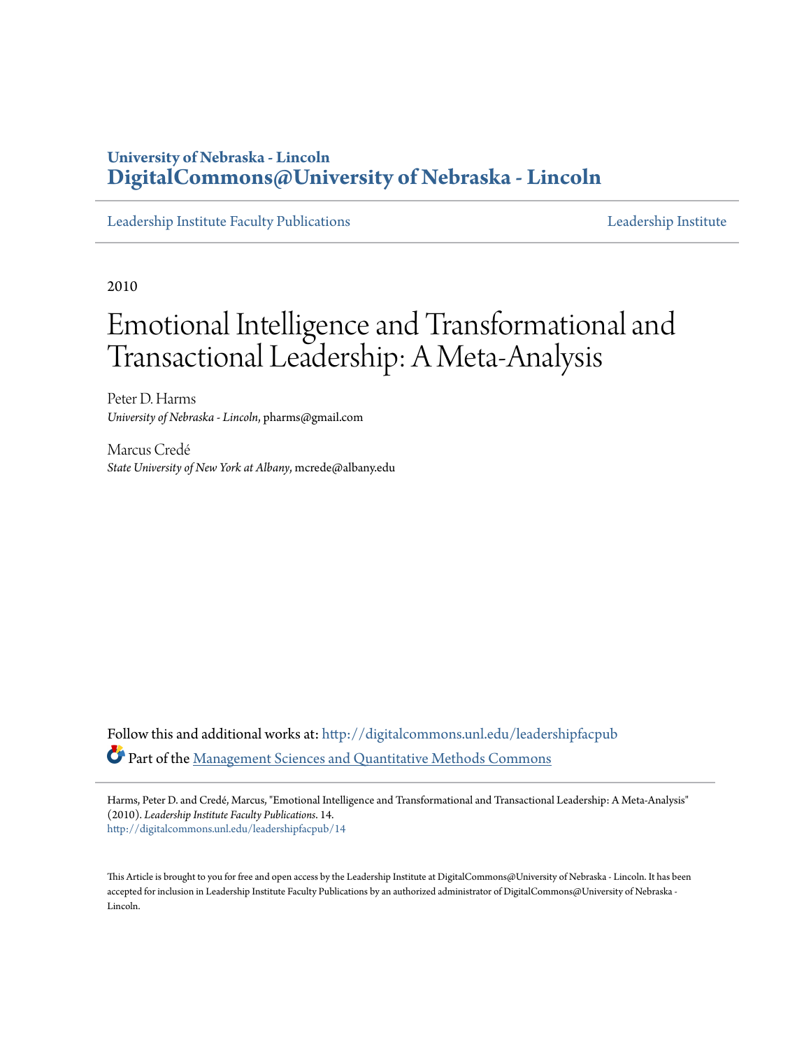**University of Nebraska - Lincoln**
**DigitalCommons@University of Nebraska - Lincoln**

Leadership Institute Faculty Publications | Leadership Institute

2010

# Emotional Intelligence and Transformational and Transactional Leadership: A Meta-Analysis

Peter D. Harms
*University of Nebraska - Lincoln*, pharms@gmail.com

Marcus Credé
*State University of New York at Albany*, mcrede@albany.edu

Follow this and additional works at: http://digitalcommons.unl.edu/leadershipfacpub

Part of the Management Sciences and Quantitative Methods Commons

Harms, Peter D. and Credé, Marcus, "Emotional Intelligence and Transformational and Transactional Leadership: A Meta-Analysis" (2010). *Leadership Institute Faculty Publications*. 14.
http://digitalcommons.unl.edu/leadershipfacpub/14

This Article is brought to you for free and open access by the Leadership Institute at DigitalCommons@University of Nebraska - Lincoln. It has been accepted for inclusion in Leadership Institute Faculty Publications by an authorized administrator of DigitalCommons@University of Nebraska - Lincoln.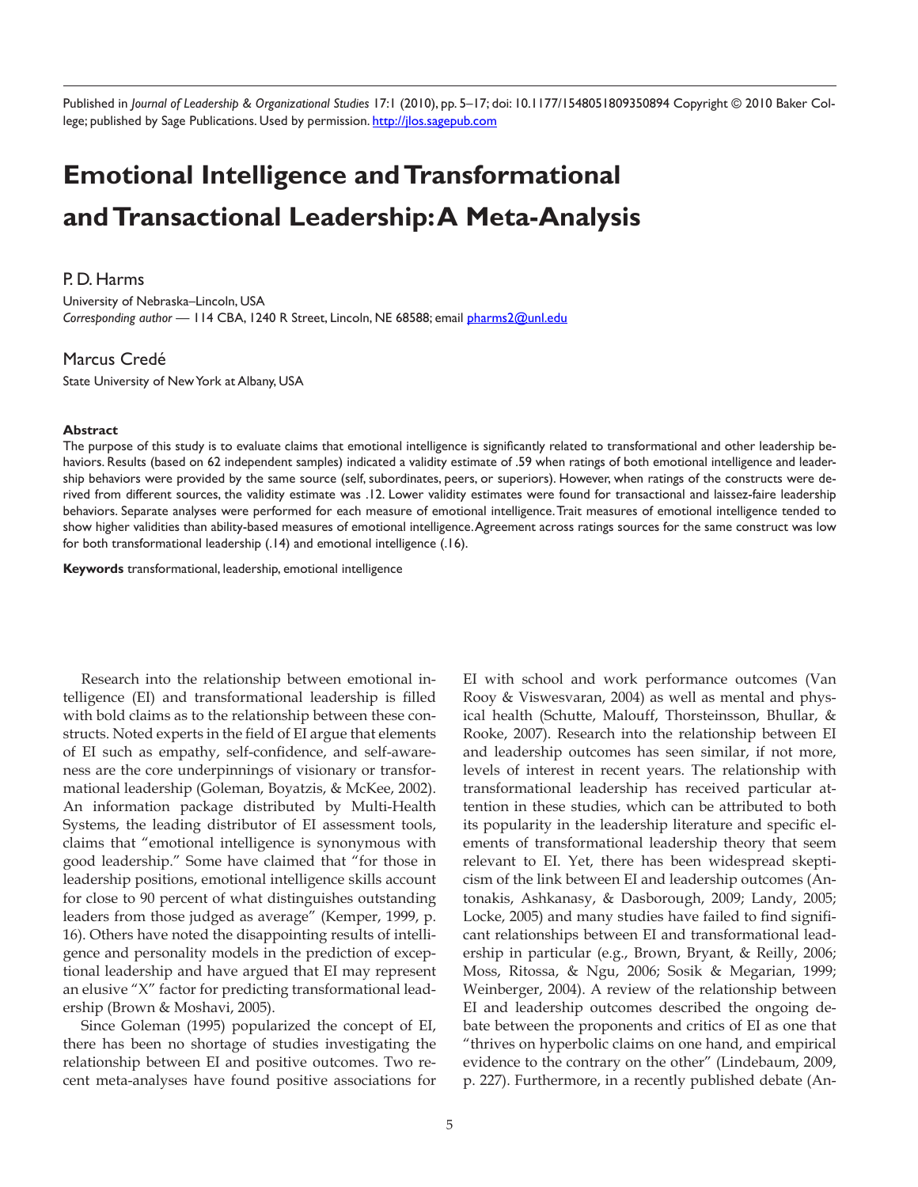Published in *Journal of Leadership & Organizational Studies* 17:1 (2010), pp. 5–17; doi: 10.1177/1548051809350894 Copyright © 2010 Baker College; published by Sage Publications. Used by permission. http://jlos.sagepub.com

# Emotional Intelligence and Transformational and Transactional Leadership: A Meta-Analysis

P. D. Harms

University of Nebraska–Lincoln, USA

*Corresponding author* — 114 CBA, 1240 R Street, Lincoln, NE 68588; email pharms2@unl.edu

Marcus Credé

State University of New York at Albany, USA

### Abstract

The purpose of this study is to evaluate claims that emotional intelligence is significantly related to transformational and other leadership behaviors. Results (based on 62 independent samples) indicated a validity estimate of .59 when ratings of both emotional intelligence and leadership behaviors were provided by the same source (self, subordinates, peers, or superiors). However, when ratings of the constructs were derived from different sources, the validity estimate was .12. Lower validity estimates were found for transactional and laissez-faire leadership behaviors. Separate analyses were performed for each measure of emotional intelligence. Trait measures of emotional intelligence tended to show higher validities than ability-based measures of emotional intelligence. Agreement across ratings sources for the same construct was low for both transformational leadership (.14) and emotional intelligence (.16).

**Keywords** transformational, leadership, emotional intelligence

Research into the relationship between emotional intelligence (EI) and transformational leadership is filled with bold claims as to the relationship between these constructs. Noted experts in the field of EI argue that elements of EI such as empathy, self-confidence, and self-awareness are the core underpinnings of visionary or transformational leadership (Goleman, Boyatzis, & McKee, 2002). An information package distributed by Multi-Health Systems, the leading distributor of EI assessment tools, claims that "emotional intelligence is synonymous with good leadership." Some have claimed that "for those in leadership positions, emotional intelligence skills account for close to 90 percent of what distinguishes outstanding leaders from those judged as average" (Kemper, 1999, p. 16). Others have noted the disappointing results of intelligence and personality models in the prediction of exceptional leadership and have argued that EI may represent an elusive "X" factor for predicting transformational leadership (Brown & Moshavi, 2005).

Since Goleman (1995) popularized the concept of EI, there has been no shortage of studies investigating the relationship between EI and positive outcomes. Two recent meta-analyses have found positive associations for EI with school and work performance outcomes (Van Rooy & Viswesvaran, 2004) as well as mental and physical health (Schutte, Malouff, Thorsteinsson, Bhullar, & Rooke, 2007). Research into the relationship between EI and leadership outcomes has seen similar, if not more, levels of interest in recent years. The relationship with transformational leadership has received particular attention in these studies, which can be attributed to both its popularity in the leadership literature and specific elements of transformational leadership theory that seem relevant to EI. Yet, there has been widespread skepticism of the link between EI and leadership outcomes (Antonakis, Ashkanasy, & Dasborough, 2009; Landy, 2005; Locke, 2005) and many studies have failed to find significant relationships between EI and transformational leadership in particular (e.g., Brown, Bryant, & Reilly, 2006; Moss, Ritossa, & Ngu, 2006; Sosik & Megarian, 1999; Weinberger, 2004). A review of the relationship between EI and leadership outcomes described the ongoing debate between the proponents and critics of EI as one that "thrives on hyperbolic claims on one hand, and empirical evidence to the contrary on the other" (Lindebaum, 2009, p. 227). Furthermore, in a recently published debate (An-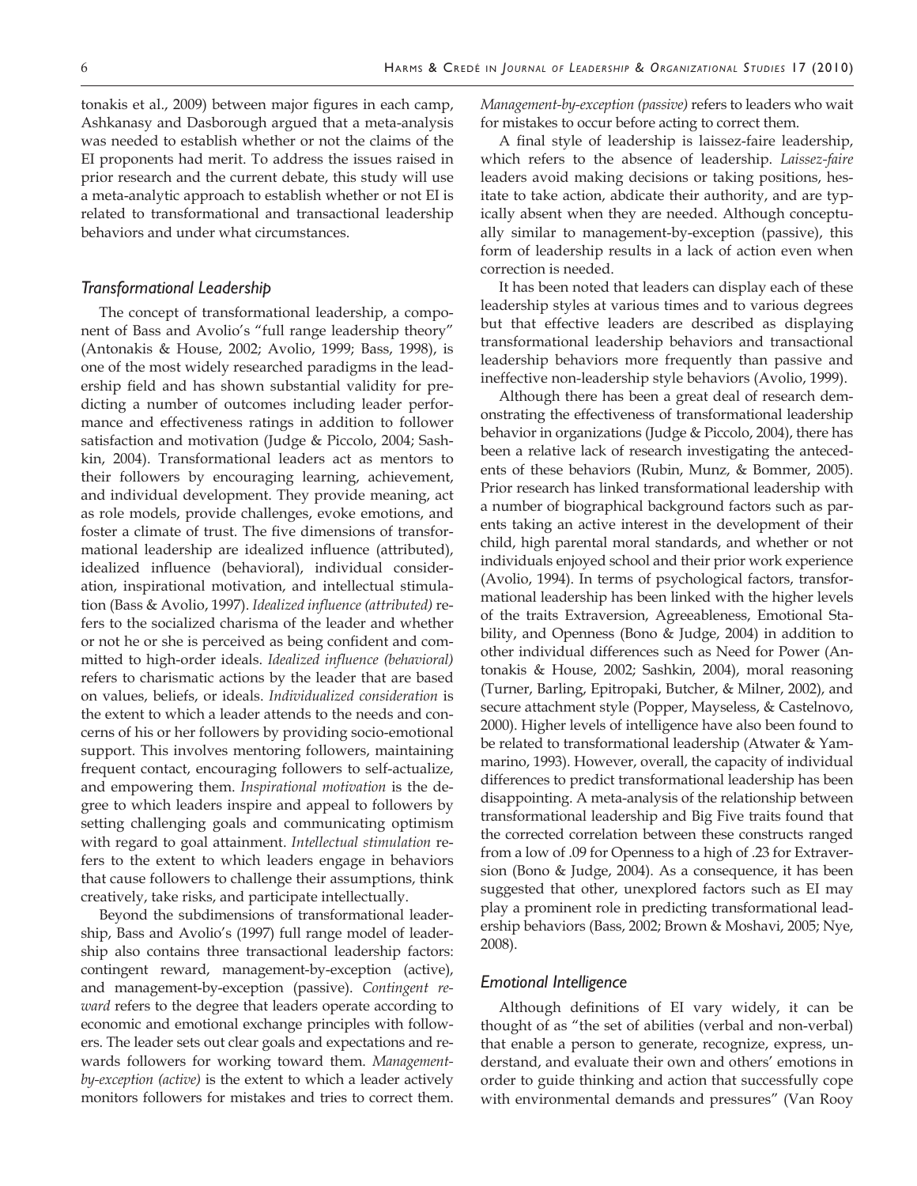tonakis et al., 2009) between major figures in each camp, Ashkanasy and Dasborough argued that a meta-analysis was needed to establish whether or not the claims of the EI proponents had merit. To address the issues raised in prior research and the current debate, this study will use a meta-analytic approach to establish whether or not EI is related to transformational and transactional leadership behaviors and under what circumstances.

### *Transformational Leadership*

The concept of transformational leadership, a component of Bass and Avolio's "full range leadership theory" (Antonakis & House, 2002; Avolio, 1999; Bass, 1998), is one of the most widely researched paradigms in the leadership field and has shown substantial validity for predicting a number of outcomes including leader performance and effectiveness ratings in addition to follower satisfaction and motivation (Judge & Piccolo, 2004; Sashkin, 2004). Transformational leaders act as mentors to their followers by encouraging learning, achievement, and individual development. They provide meaning, act as role models, provide challenges, evoke emotions, and foster a climate of trust. The five dimensions of transformational leadership are idealized influence (attributed), idealized influence (behavioral), individual consideration, inspirational motivation, and intellectual stimulation (Bass & Avolio, 1997). *Idealized influence (attributed)* refers to the socialized charisma of the leader and whether or not he or she is perceived as being confident and committed to high-order ideals. *Idealized influence (behavioral)* refers to charismatic actions by the leader that are based on values, beliefs, or ideals. *Individualized consideration* is the extent to which a leader attends to the needs and concerns of his or her followers by providing socio-emotional support. This involves mentoring followers, maintaining frequent contact, encouraging followers to self-actualize, and empowering them. *Inspirational motivation* is the degree to which leaders inspire and appeal to followers by setting challenging goals and communicating optimism with regard to goal attainment. *Intellectual stimulation* refers to the extent to which leaders engage in behaviors that cause followers to challenge their assumptions, think creatively, take risks, and participate intellectually.

Beyond the subdimensions of transformational leadership, Bass and Avolio's (1997) full range model of leadership also contains three transactional leadership factors: contingent reward, management-by-exception (active), and management-by-exception (passive). *Contingent reward* refers to the degree that leaders operate according to economic and emotional exchange principles with followers. The leader sets out clear goals and expectations and rewards followers for working toward them. *Management-by-exception (active)* is the extent to which a leader actively monitors followers for mistakes and tries to correct them. *Management-by-exception (passive)* refers to leaders who wait for mistakes to occur before acting to correct them.

A final style of leadership is laissez-faire leadership, which refers to the absence of leadership. *Laissez-faire* leaders avoid making decisions or taking positions, hesitate to take action, abdicate their authority, and are typically absent when they are needed. Although conceptually similar to management-by-exception (passive), this form of leadership results in a lack of action even when correction is needed.

It has been noted that leaders can display each of these leadership styles at various times and to various degrees but that effective leaders are described as displaying transformational leadership behaviors and transactional leadership behaviors more frequently than passive and ineffective non-leadership style behaviors (Avolio, 1999).

Although there has been a great deal of research demonstrating the effectiveness of transformational leadership behavior in organizations (Judge & Piccolo, 2004), there has been a relative lack of research investigating the antecedents of these behaviors (Rubin, Munz, & Bommer, 2005). Prior research has linked transformational leadership with a number of biographical background factors such as parents taking an active interest in the development of their child, high parental moral standards, and whether or not individuals enjoyed school and their prior work experience (Avolio, 1994). In terms of psychological factors, transformational leadership has been linked with the higher levels of the traits Extraversion, Agreeableness, Emotional Stability, and Openness (Bono & Judge, 2004) in addition to other individual differences such as Need for Power (Antonakis & House, 2002; Sashkin, 2004), moral reasoning (Turner, Barling, Epitropaki, Butcher, & Milner, 2002), and secure attachment style (Popper, Mayseless, & Castelnovo, 2000). Higher levels of intelligence have also been found to be related to transformational leadership (Atwater & Yammarino, 1993). However, overall, the capacity of individual differences to predict transformational leadership has been disappointing. A meta-analysis of the relationship between transformational leadership and Big Five traits found that the corrected correlation between these constructs ranged from a low of .09 for Openness to a high of .23 for Extraversion (Bono & Judge, 2004). As a consequence, it has been suggested that other, unexplored factors such as EI may play a prominent role in predicting transformational leadership behaviors (Bass, 2002; Brown & Moshavi, 2005; Nye, 2008).

### *Emotional Intelligence*

Although definitions of EI vary widely, it can be thought of as "the set of abilities (verbal and non-verbal) that enable a person to generate, recognize, express, understand, and evaluate their own and others' emotions in order to guide thinking and action that successfully cope with environmental demands and pressures" (Van Rooy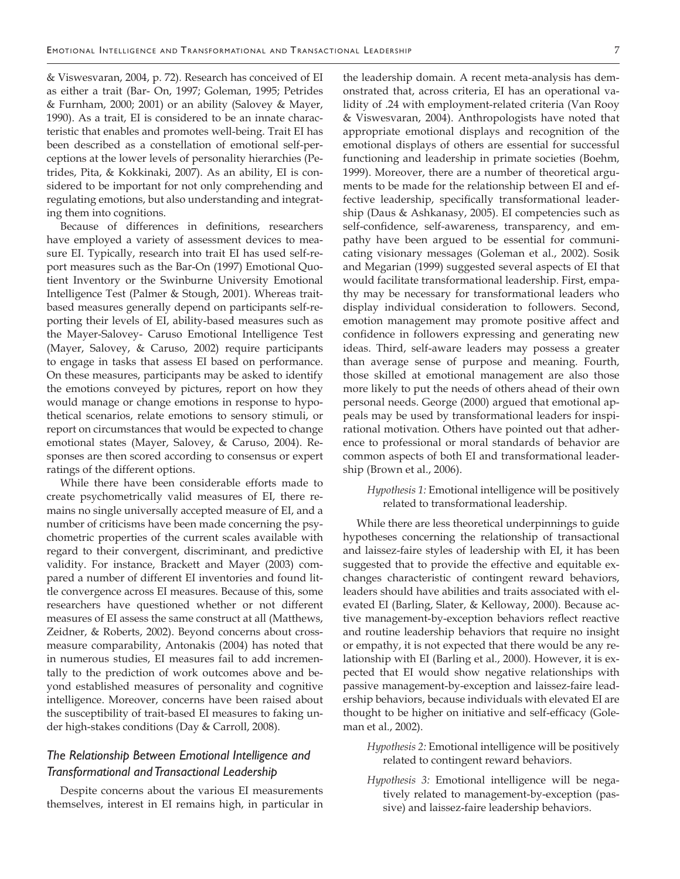& Viswesvaran, 2004, p. 72). Research has conceived of EI as either a trait (Bar- On, 1997; Goleman, 1995; Petrides & Furnham, 2000; 2001) or an ability (Salovey & Mayer, 1990). As a trait, EI is considered to be an innate characteristic that enables and promotes well-being. Trait EI has been described as a constellation of emotional self-perceptions at the lower levels of personality hierarchies (Petrides, Pita, & Kokkinaki, 2007). As an ability, EI is considered to be important for not only comprehending and regulating emotions, but also understanding and integrating them into cognitions.

Because of differences in definitions, researchers have employed a variety of assessment devices to measure EI. Typically, research into trait EI has used self-report measures such as the Bar-On (1997) Emotional Quotient Inventory or the Swinburne University Emotional Intelligence Test (Palmer & Stough, 2001). Whereas trait-based measures generally depend on participants self-reporting their levels of EI, ability-based measures such as the Mayer-Salovey- Caruso Emotional Intelligence Test (Mayer, Salovey, & Caruso, 2002) require participants to engage in tasks that assess EI based on performance. On these measures, participants may be asked to identify the emotions conveyed by pictures, report on how they would manage or change emotions in response to hypothetical scenarios, relate emotions to sensory stimuli, or report on circumstances that would be expected to change emotional states (Mayer, Salovey, & Caruso, 2004). Responses are then scored according to consensus or expert ratings of the different options.

While there have been considerable efforts made to create psychometrically valid measures of EI, there remains no single universally accepted measure of EI, and a number of criticisms have been made concerning the psychometric properties of the current scales available with regard to their convergent, discriminant, and predictive validity. For instance, Brackett and Mayer (2003) compared a number of different EI inventories and found little convergence across EI measures. Because of this, some researchers have questioned whether or not different measures of EI assess the same construct at all (Matthews, Zeidner, & Roberts, 2002). Beyond concerns about cross-measure comparability, Antonakis (2004) has noted that in numerous studies, EI measures fail to add incrementally to the prediction of work outcomes above and beyond established measures of personality and cognitive intelligence. Moreover, concerns have been raised about the susceptibility of trait-based EI measures to faking under high-stakes conditions (Day & Carroll, 2008).

## *The Relationship Between Emotional Intelligence and Transformational and Transactional Leadership*

Despite concerns about the various EI measurements themselves, interest in EI remains high, in particular in the leadership domain. A recent meta-analysis has demonstrated that, across criteria, EI has an operational validity of .24 with employment-related criteria (Van Rooy & Viswesvaran, 2004). Anthropologists have noted that appropriate emotional displays and recognition of the emotional displays of others are essential for successful functioning and leadership in primate societies (Boehm, 1999). Moreover, there are a number of theoretical arguments to be made for the relationship between EI and effective leadership, specifically transformational leadership (Daus & Ashkanasy, 2005). EI competencies such as self-confidence, self-awareness, transparency, and empathy have been argued to be essential for communicating visionary messages (Goleman et al., 2002). Sosik and Megarian (1999) suggested several aspects of EI that would facilitate transformational leadership. First, empathy may be necessary for transformational leaders who display individual consideration to followers. Second, emotion management may promote positive affect and confidence in followers expressing and generating new ideas. Third, self-aware leaders may possess a greater than average sense of purpose and meaning. Fourth, those skilled at emotional management are also those more likely to put the needs of others ahead of their own personal needs. George (2000) argued that emotional appeals may be used by transformational leaders for inspirational motivation. Others have pointed out that adherence to professional or moral standards of behavior are common aspects of both EI and transformational leadership (Brown et al., 2006).

> *Hypothesis 1:* Emotional intelligence will be positively related to transformational leadership.

While there are less theoretical underpinnings to guide hypotheses concerning the relationship of transactional and laissez-faire styles of leadership with EI, it has been suggested that to provide the effective and equitable exchanges characteristic of contingent reward behaviors, leaders should have abilities and traits associated with elevated EI (Barling, Slater, & Kelloway, 2000). Because active management-by-exception behaviors reflect reactive and routine leadership behaviors that require no insight or empathy, it is not expected that there would be any relationship with EI (Barling et al., 2000). However, it is expected that EI would show negative relationships with passive management-by-exception and laissez-faire leadership behaviors, because individuals with elevated EI are thought to be higher on initiative and self-efficacy (Goleman et al., 2002).

> *Hypothesis 2:* Emotional intelligence will be positively related to contingent reward behaviors.

> *Hypothesis 3:* Emotional intelligence will be negatively related to management-by-exception (passive) and laissez-faire leadership behaviors.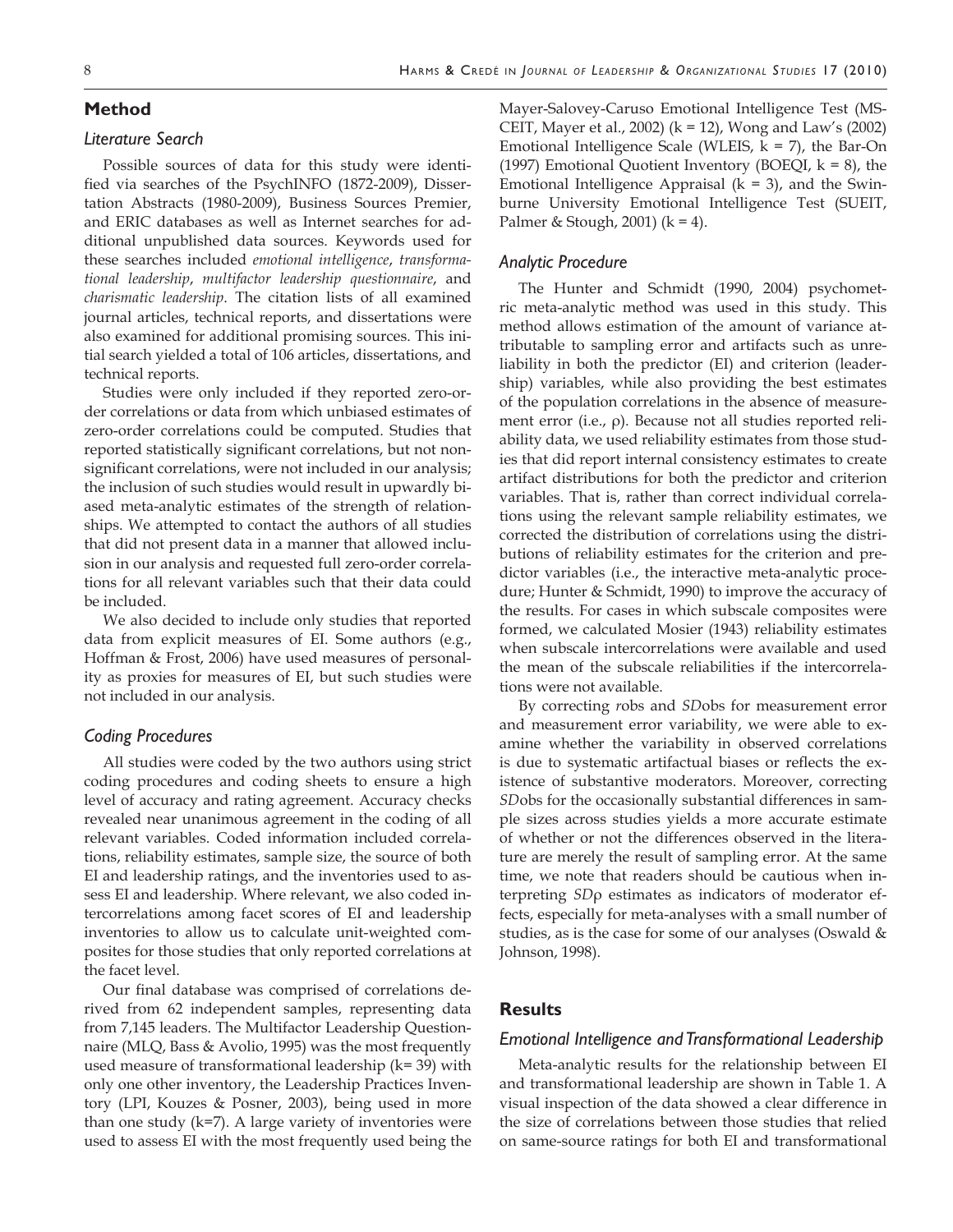## Method

### Literature Search

Possible sources of data for this study were identified via searches of the PsychINFO (1872-2009), Dissertation Abstracts (1980-2009), Business Sources Premier, and ERIC databases as well as Internet searches for additional unpublished data sources. Keywords used for these searches included *emotional intelligence*, *transformational leadership*, *multifactor leadership questionnaire*, and *charismatic leadership*. The citation lists of all examined journal articles, technical reports, and dissertations were also examined for additional promising sources. This initial search yielded a total of 106 articles, dissertations, and technical reports.

Studies were only included if they reported zero-order correlations or data from which unbiased estimates of zero-order correlations could be computed. Studies that reported statistically significant correlations, but not non-significant correlations, were not included in our analysis; the inclusion of such studies would result in upwardly biased meta-analytic estimates of the strength of relationships. We attempted to contact the authors of all studies that did not present data in a manner that allowed inclusion in our analysis and requested full zero-order correlations for all relevant variables such that their data could be included.

We also decided to include only studies that reported data from explicit measures of EI. Some authors (e.g., Hoffman & Frost, 2006) have used measures of personality as proxies for measures of EI, but such studies were not included in our analysis.

### Coding Procedures

All studies were coded by the two authors using strict coding procedures and coding sheets to ensure a high level of accuracy and rating agreement. Accuracy checks revealed near unanimous agreement in the coding of all relevant variables. Coded information included correlations, reliability estimates, sample size, the source of both EI and leadership ratings, and the inventories used to assess EI and leadership. Where relevant, we also coded intercorrelations among facet scores of EI and leadership inventories to allow us to calculate unit-weighted composites for those studies that only reported correlations at the facet level.

Our final database was comprised of correlations derived from 62 independent samples, representing data from 7,145 leaders. The Multifactor Leadership Questionnaire (MLQ, Bass & Avolio, 1995) was the most frequently used measure of transformational leadership (k= 39) with only one other inventory, the Leadership Practices Inventory (LPI, Kouzes & Posner, 2003), being used in more than one study (k=7). A large variety of inventories were used to assess EI with the most frequently used being the Mayer-Salovey-Caruso Emotional Intelligence Test (MSCEIT, Mayer et al., 2002) (k = 12), Wong and Law's (2002) Emotional Intelligence Scale (WLEIS, k = 7), the Bar-On (1997) Emotional Quotient Inventory (BOEQI, k = 8), the Emotional Intelligence Appraisal (k = 3), and the Swinburne University Emotional Intelligence Test (SUEIT, Palmer & Stough, 2001) (k = 4).

### Analytic Procedure

The Hunter and Schmidt (1990, 2004) psychometric meta-analytic method was used in this study. This method allows estimation of the amount of variance attributable to sampling error and artifacts such as unreliability in both the predictor (EI) and criterion (leadership) variables, while also providing the best estimates of the population correlations in the absence of measurement error (i.e., $\rho$). Because not all studies reported reliability data, we used reliability estimates from those studies that did report internal consistency estimates to create artifact distributions for both the predictor and criterion variables. That is, rather than correct individual correlations using the relevant sample reliability estimates, we corrected the distribution of correlations using the distributions of reliability estimates for the criterion and predictor variables (i.e., the interactive meta-analytic procedure; Hunter & Schmidt, 1990) to improve the accuracy of the results. For cases in which subscale composites were formed, we calculated Mosier (1943) reliability estimates when subscale intercorrelations were available and used the mean of the subscale reliabilities if the intercorrelations were not available.

By correcting *r*obs and *SD*obs for measurement error and measurement error variability, we were able to examine whether the variability in observed correlations is due to systematic artifactual biases or reflects the existence of substantive moderators. Moreover, correcting *SD*obs for the occasionally substantial differences in sample sizes across studies yields a more accurate estimate of whether or not the differences observed in the literature are merely the result of sampling error. At the same time, we note that readers should be cautious when interpreting $SD\rho$ estimates as indicators of moderator effects, especially for meta-analyses with a small number of studies, as is the case for some of our analyses (Oswald & Johnson, 1998).

## Results

### Emotional Intelligence and Transformational Leadership

Meta-analytic results for the relationship between EI and transformational leadership are shown in Table 1. A visual inspection of the data showed a clear difference in the size of correlations between those studies that relied on same-source ratings for both EI and transformational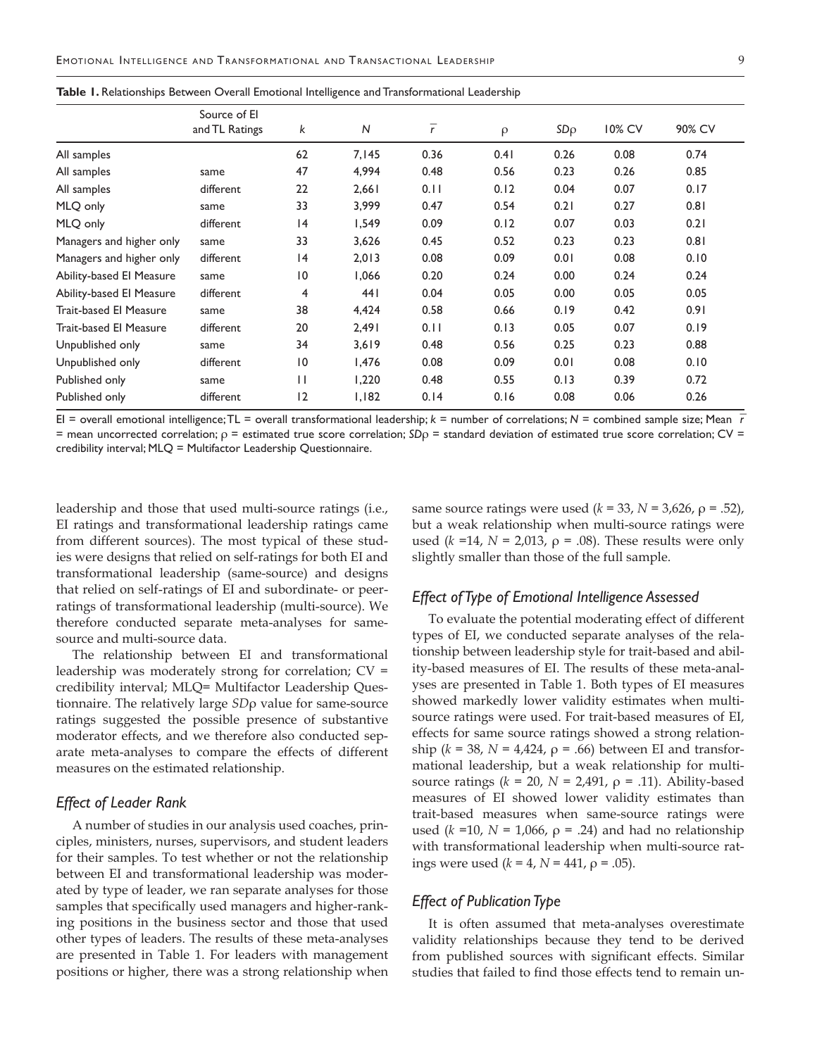**Table 1.** Relationships Between Overall Emotional Intelligence and Transformational Leadership

| | Source of EI and TL Ratings | $k$ | $N$ | $\bar{r}$ | ρ | $SD$ρ | 10% CV | 90% CV |
|---|---|---|---|---|---|---|---|---|
| All samples | | 62 | 7,145 | 0.36 | 0.41 | 0.26 | 0.08 | 0.74 |
| All samples | same | 47 | 4,994 | 0.48 | 0.56 | 0.23 | 0.26 | 0.85 |
| All samples | different | 22 | 2,661 | 0.11 | 0.12 | 0.04 | 0.07 | 0.17 |
| MLQ only | same | 33 | 3,999 | 0.47 | 0.54 | 0.21 | 0.27 | 0.81 |
| MLQ only | different | 14 | 1,549 | 0.09 | 0.12 | 0.07 | 0.03 | 0.21 |
| Managers and higher only | same | 33 | 3,626 | 0.45 | 0.52 | 0.23 | 0.23 | 0.81 |
| Managers and higher only | different | 14 | 2,013 | 0.08 | 0.09 | 0.01 | 0.08 | 0.10 |
| Ability-based EI Measure | same | 10 | 1,066 | 0.20 | 0.24 | 0.00 | 0.24 | 0.24 |
| Ability-based EI Measure | different | 4 | 441 | 0.04 | 0.05 | 0.00 | 0.05 | 0.05 |
| Trait-based EI Measure | same | 38 | 4,424 | 0.58 | 0.66 | 0.19 | 0.42 | 0.91 |
| Trait-based EI Measure | different | 20 | 2,491 | 0.11 | 0.13 | 0.05 | 0.07 | 0.19 |
| Unpublished only | same | 34 | 3,619 | 0.48 | 0.56 | 0.25 | 0.23 | 0.88 |
| Unpublished only | different | 10 | 1,476 | 0.08 | 0.09 | 0.01 | 0.08 | 0.10 |
| Published only | same | 11 | 1,220 | 0.48 | 0.55 | 0.13 | 0.39 | 0.72 |
| Published only | different | 12 | 1,182 | 0.14 | 0.16 | 0.08 | 0.06 | 0.26 |

EI = overall emotional intelligence; TL = overall transformational leadership; $k$ = number of correlations; $N$ = combined sample size; Mean $\bar{r}$ = mean uncorrected correlation; ρ = estimated true score correlation; $SD$ρ = standard deviation of estimated true score correlation; CV = credibility interval; MLQ = Multifactor Leadership Questionnaire.

leadership and those that used multi-source ratings (i.e., EI ratings and transformational leadership ratings came from different sources). The most typical of these studies were designs that relied on self-ratings for both EI and transformational leadership (same-source) and designs that relied on self-ratings of EI and subordinate- or peer-ratings of transformational leadership (multi-source). We therefore conducted separate meta-analyses for same-source and multi-source data.

The relationship between EI and transformational leadership was moderately strong for correlation; CV = credibility interval; MLQ= Multifactor Leadership Questionnaire. The relatively large $SD$ρ value for same-source ratings suggested the possible presence of substantive moderator effects, and we therefore also conducted separate meta-analyses to compare the effects of different measures on the estimated relationship.

### *Effect of Leader Rank*

A number of studies in our analysis used coaches, principles, ministers, nurses, supervisors, and student leaders for their samples. To test whether or not the relationship between EI and transformational leadership was moderated by type of leader, we ran separate analyses for those samples that specifically used managers and higher-ranking positions in the business sector and those that used other types of leaders. The results of these meta-analyses are presented in Table 1. For leaders with management positions or higher, there was a strong relationship when same source ratings were used ($k$ = 33, $N$ = 3,626, ρ = .52), but a weak relationship when multi-source ratings were used ($k$ =14, $N$ = 2,013, ρ = .08). These results were only slightly smaller than those of the full sample.

### *Effect of Type of Emotional Intelligence Assessed*

To evaluate the potential moderating effect of different types of EI, we conducted separate analyses of the relationship between leadership style for trait-based and ability-based measures of EI. The results of these meta-analyses are presented in Table 1. Both types of EI measures showed markedly lower validity estimates when multi-source ratings were used. For trait-based measures of EI, effects for same source ratings showed a strong relationship ($k$ = 38, $N$ = 4,424, ρ = .66) between EI and transformational leadership, but a weak relationship for multi-source ratings ($k$ = 20, $N$ = 2,491, ρ = .11). Ability-based measures of EI showed lower validity estimates than trait-based measures when same-source ratings were used ($k$ =10, $N$ = 1,066, ρ = .24) and had no relationship with transformational leadership when multi-source ratings were used ($k$ = 4, $N$ = 441, ρ = .05).

### *Effect of Publication Type*

It is often assumed that meta-analyses overestimate validity relationships because they tend to be derived from published sources with significant effects. Similar studies that failed to find those effects tend to remain un-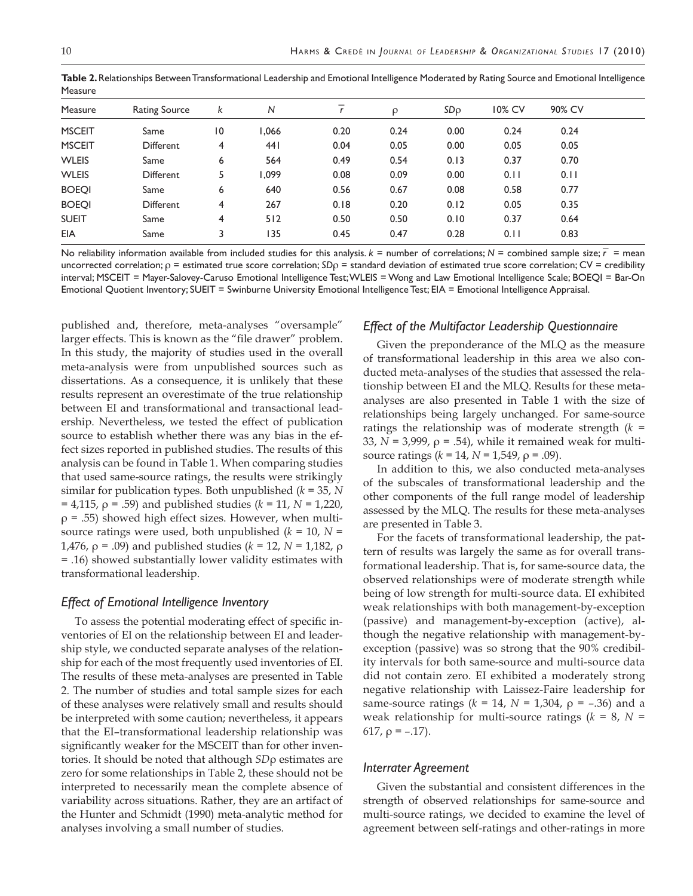**Table 2.** Relationships Between Transformational Leadership and Emotional Intelligence Moderated by Rating Source and Emotional Intelligence Measure

| Measure | Rating Source | $k$ | $N$ | $\bar{r}$ | $\rho$ | $SD\rho$ | 10% CV | 90% CV |
|---|---|---|---|---|---|---|---|---|
| MSCEIT | Same | 10 | 1,066 | 0.20 | 0.24 | 0.00 | 0.24 | 0.24 |
| MSCEIT | Different | 4 | 441 | 0.04 | 0.05 | 0.00 | 0.05 | 0.05 |
| WLEIS | Same | 6 | 564 | 0.49 | 0.54 | 0.13 | 0.37 | 0.70 |
| WLEIS | Different | 5 | 1,099 | 0.08 | 0.09 | 0.00 | 0.11 | 0.11 |
| BOEQI | Same | 6 | 640 | 0.56 | 0.67 | 0.08 | 0.58 | 0.77 |
| BOEQI | Different | 4 | 267 | 0.18 | 0.20 | 0.12 | 0.05 | 0.35 |
| SUEIT | Same | 4 | 512 | 0.50 | 0.50 | 0.10 | 0.37 | 0.64 |
| EIA | Same | 3 | 135 | 0.45 | 0.47 | 0.28 | 0.11 | 0.83 |

No reliability information available from included studies for this analysis. $k$ = number of correlations; $N$ = combined sample size; $\bar{r}$ = mean uncorrected correlation; $\rho$ = estimated true score correlation; $SD\rho$ = standard deviation of estimated true score correlation; CV = credibility interval; MSCEIT = Mayer-Salovey-Caruso Emotional Intelligence Test; WLEIS = Wong and Law Emotional Intelligence Scale; BOEQI = Bar-On Emotional Quotient Inventory; SUEIT = Swinburne University Emotional Intelligence Test; EIA = Emotional Intelligence Appraisal.

published and, therefore, meta-analyses "oversample" larger effects. This is known as the "file drawer" problem. In this study, the majority of studies used in the overall meta-analysis were from unpublished sources such as dissertations. As a consequence, it is unlikely that these results represent an overestimate of the true relationship between EI and transformational and transactional leadership. Nevertheless, we tested the effect of publication source to establish whether there was any bias in the effect sizes reported in published studies. The results of this analysis can be found in Table 1. When comparing studies that used same-source ratings, the results were strikingly similar for publication types. Both unpublished ($k$ = 35, $N$ = 4,115, $\rho$ = .59) and published studies ($k$ = 11, $N$ = 1,220, $\rho$ = .55) showed high effect sizes. However, when multi-source ratings were used, both unpublished ($k$ = 10, $N$ = 1,476, $\rho$ = .09) and published studies ($k$ = 12, $N$ = 1,182, $\rho$ = .16) showed substantially lower validity estimates with transformational leadership.

### *Effect of Emotional Intelligence Inventory*

To assess the potential moderating effect of specific inventories of EI on the relationship between EI and leadership style, we conducted separate analyses of the relationship for each of the most frequently used inventories of EI. The results of these meta-analyses are presented in Table 2. The number of studies and total sample sizes for each of these analyses were relatively small and results should be interpreted with some caution; nevertheless, it appears that the EI–transformational leadership relationship was significantly weaker for the MSCEIT than for other inventories. It should be noted that although $SD\rho$ estimates are zero for some relationships in Table 2, these should not be interpreted to necessarily mean the complete absence of variability across situations. Rather, they are an artifact of the Hunter and Schmidt (1990) meta-analytic method for analyses involving a small number of studies.

### *Effect of the Multifactor Leadership Questionnaire*

Given the preponderance of the MLQ as the measure of transformational leadership in this area we also conducted meta-analyses of the studies that assessed the relationship between EI and the MLQ. Results for these meta-analyses are also presented in Table 1 with the size of relationships being largely unchanged. For same-source ratings the relationship was of moderate strength ($k$ = 33, $N$ = 3,999, $\rho$ = .54), while it remained weak for multi-source ratings ($k$ = 14, $N$ = 1,549, $\rho$ = .09).

In addition to this, we also conducted meta-analyses of the subscales of transformational leadership and the other components of the full range model of leadership assessed by the MLQ. The results for these meta-analyses are presented in Table 3.

For the facets of transformational leadership, the pattern of results was largely the same as for overall transformational leadership. That is, for same-source data, the observed relationships were of moderate strength while being of low strength for multi-source data. EI exhibited weak relationships with both management-by-exception (passive) and management-by-exception (active), although the negative relationship with management-by-exception (passive) was so strong that the 90% credibility intervals for both same-source and multi-source data did not contain zero. EI exhibited a moderately strong negative relationship with Laissez-Faire leadership for same-source ratings ($k$ = 14, $N$ = 1,304, $\rho$ = –.36) and a weak relationship for multi-source ratings ($k$ = 8, $N$ = 617, $\rho$ = –.17).

### *Interrater Agreement*

Given the substantial and consistent differences in the strength of observed relationships for same-source and multi-source ratings, we decided to examine the level of agreement between self-ratings and other-ratings in more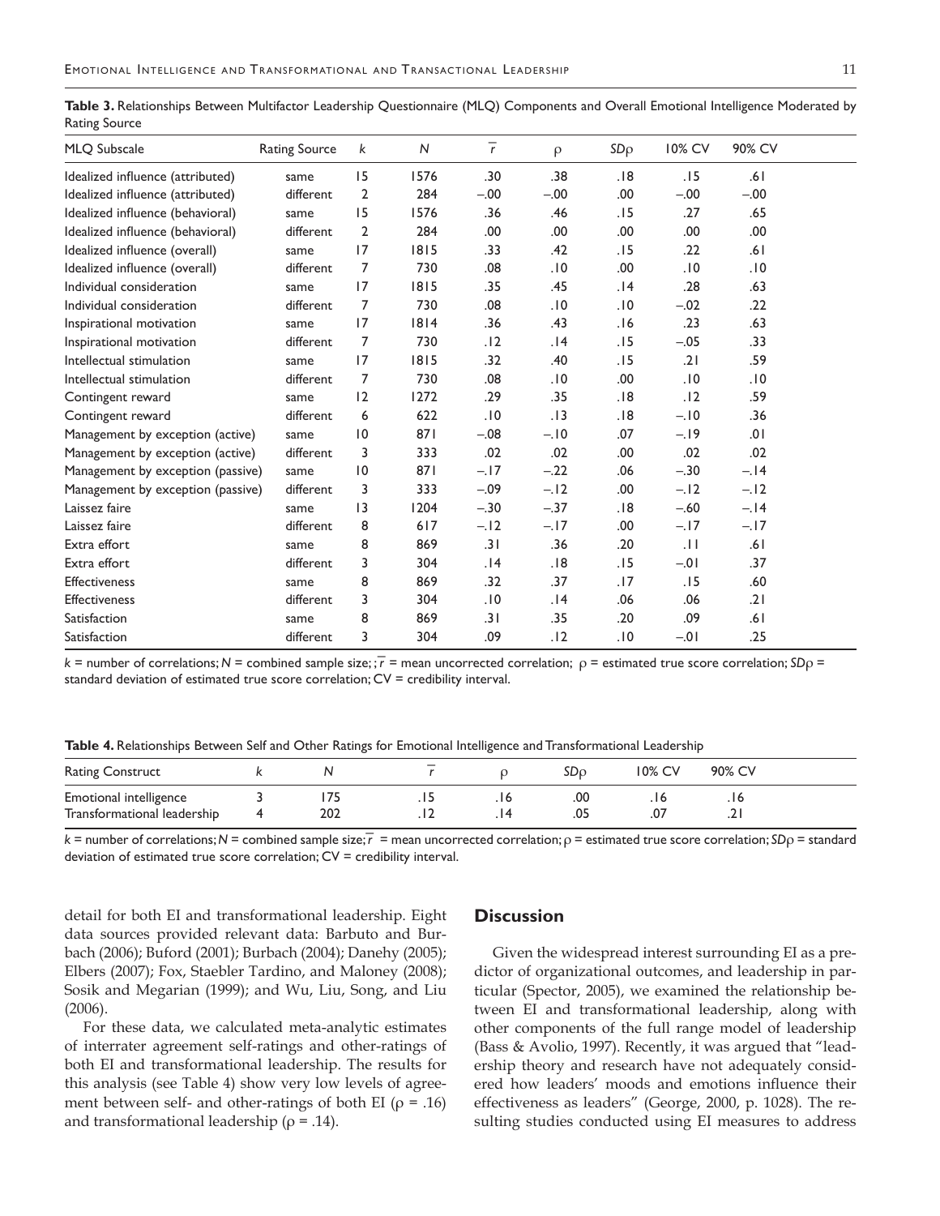**Table 3.** Relationships Between Multifactor Leadership Questionnaire (MLQ) Components and Overall Emotional Intelligence Moderated by Rating Source

| MLQ Subscale | Rating Source | $k$ | $N$ | $\bar{r}$ | $\rho$ | $SD\rho$ | 10% CV | 90% CV |
|---|---|---|---|---|---|---|---|---|
| Idealized influence (attributed) | same | 15 | 1576 | .30 | .38 | .18 | .15 | .61 |
| Idealized influence (attributed) | different | 2 | 284 | −.00 | −.00 | .00 | −.00 | −.00 |
| Idealized influence (behavioral) | same | 15 | 1576 | .36 | .46 | .15 | .27 | .65 |
| Idealized influence (behavioral) | different | 2 | 284 | .00 | .00 | .00 | .00 | .00 |
| Idealized influence (overall) | same | 17 | 1815 | .33 | .42 | .15 | .22 | .61 |
| Idealized influence (overall) | different | 7 | 730 | .08 | .10 | .00 | .10 | .10 |
| Individual consideration | same | 17 | 1815 | .35 | .45 | .14 | .28 | .63 |
| Individual consideration | different | 7 | 730 | .08 | .10 | .10 | −.02 | .22 |
| Inspirational motivation | same | 17 | 1814 | .36 | .43 | .16 | .23 | .63 |
| Inspirational motivation | different | 7 | 730 | .12 | .14 | .15 | −.05 | .33 |
| Intellectual stimulation | same | 17 | 1815 | .32 | .40 | .15 | .21 | .59 |
| Intellectual stimulation | different | 7 | 730 | .08 | .10 | .00 | .10 | .10 |
| Contingent reward | same | 12 | 1272 | .29 | .35 | .18 | .12 | .59 |
| Contingent reward | different | 6 | 622 | .10 | .13 | .18 | −.10 | .36 |
| Management by exception (active) | same | 10 | 871 | −.08 | −.10 | .07 | −.19 | .01 |
| Management by exception (active) | different | 3 | 333 | .02 | .02 | .00 | .02 | .02 |
| Management by exception (passive) | same | 10 | 871 | −.17 | −.22 | .06 | −.30 | −.14 |
| Management by exception (passive) | different | 3 | 333 | −.09 | −.12 | .00 | −.12 | −.12 |
| Laissez faire | same | 13 | 1204 | −.30 | −.37 | .18 | −.60 | −.14 |
| Laissez faire | different | 8 | 617 | −.12 | −.17 | .00 | −.17 | −.17 |
| Extra effort | same | 8 | 869 | .31 | .36 | .20 | .11 | .61 |
| Extra effort | different | 3 | 304 | .14 | .18 | .15 | −.01 | .37 |
| Effectiveness | same | 8 | 869 | .32 | .37 | .17 | .15 | .60 |
| Effectiveness | different | 3 | 304 | .10 | .14 | .06 | .06 | .21 |
| Satisfaction | same | 8 | 869 | .31 | .35 | .20 | .09 | .61 |
| Satisfaction | different | 3 | 304 | .09 | .12 | .10 | −.01 | .25 |

$k$ = number of correlations; $N$ = combined sample size; $\bar{r}$ = mean uncorrected correlation; $\rho$ = estimated true score correlation; $SD\rho$ = standard deviation of estimated true score correlation; CV = credibility interval.

**Table 4.** Relationships Between Self and Other Ratings for Emotional Intelligence and Transformational Leadership

| Rating Construct | $k$ | $N$ | $\bar{r}$ | $\rho$ | $SD\rho$ | 10% CV | 90% CV |
|---|---|---|---|---|---|---|---|
| Emotional intelligence | 3 | 175 | .15 | .16 | .00 | .16 | .16 |
| Transformational leadership | 4 | 202 | .12 | .14 | .05 | .07 | .21 |

$k$ = number of correlations; $N$ = combined sample size; $\bar{r}$ = mean uncorrected correlation; $\rho$ = estimated true score correlation; $SD\rho$ = standard deviation of estimated true score correlation; CV = credibility interval.

detail for both EI and transformational leadership. Eight data sources provided relevant data: Barbuto and Burbach (2006); Buford (2001); Burbach (2004); Danehy (2005); Elbers (2007); Fox, Staebler Tardino, and Maloney (2008); Sosik and Megarian (1999); and Wu, Liu, Song, and Liu (2006).

For these data, we calculated meta-analytic estimates of interrater agreement self-ratings and other-ratings of both EI and transformational leadership. The results for this analysis (see Table 4) show very low levels of agreement between self- and other-ratings of both EI ($\rho$ = .16) and transformational leadership ($\rho$ = .14).

## Discussion

Given the widespread interest surrounding EI as a predictor of organizational outcomes, and leadership in particular (Spector, 2005), we examined the relationship between EI and transformational leadership, along with other components of the full range model of leadership (Bass & Avolio, 1997). Recently, it was argued that "leadership theory and research have not adequately considered how leaders' moods and emotions influence their effectiveness as leaders" (George, 2000, p. 1028). The resulting studies conducted using EI measures to address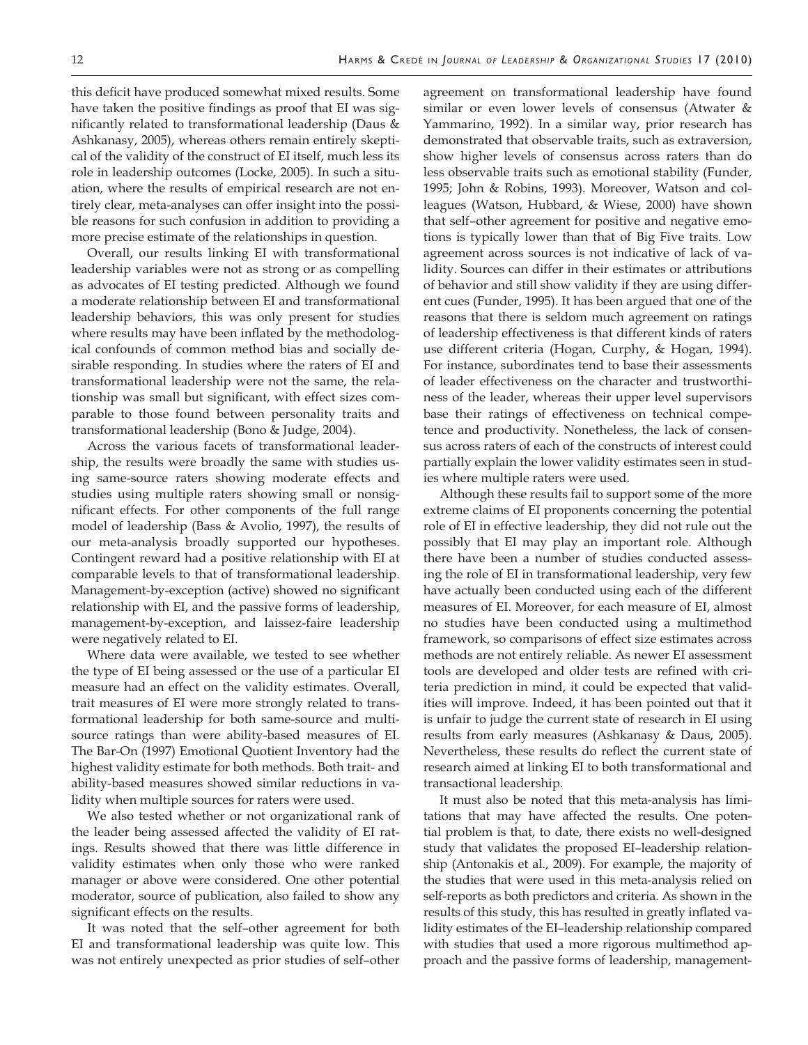this deficit have produced somewhat mixed results. Some have taken the positive findings as proof that EI was significantly related to transformational leadership (Daus & Ashkanasy, 2005), whereas others remain entirely skeptical of the validity of the construct of EI itself, much less its role in leadership outcomes (Locke, 2005). In such a situation, where the results of empirical research are not entirely clear, meta-analyses can offer insight into the possible reasons for such confusion in addition to providing a more precise estimate of the relationships in question.

Overall, our results linking EI with transformational leadership variables were not as strong or as compelling as advocates of EI testing predicted. Although we found a moderate relationship between EI and transformational leadership behaviors, this was only present for studies where results may have been inflated by the methodological confounds of common method bias and socially desirable responding. In studies where the raters of EI and transformational leadership were not the same, the relationship was small but significant, with effect sizes comparable to those found between personality traits and transformational leadership (Bono & Judge, 2004).

Across the various facets of transformational leadership, the results were broadly the same with studies using same-source raters showing moderate effects and studies using multiple raters showing small or nonsignificant effects. For other components of the full range model of leadership (Bass & Avolio, 1997), the results of our meta-analysis broadly supported our hypotheses. Contingent reward had a positive relationship with EI at comparable levels to that of transformational leadership. Management-by-exception (active) showed no significant relationship with EI, and the passive forms of leadership, management-by-exception, and laissez-faire leadership were negatively related to EI.

Where data were available, we tested to see whether the type of EI being assessed or the use of a particular EI measure had an effect on the validity estimates. Overall, trait measures of EI were more strongly related to transformational leadership for both same-source and multisource ratings than were ability-based measures of EI. The Bar-On (1997) Emotional Quotient Inventory had the highest validity estimate for both methods. Both trait- and ability-based measures showed similar reductions in validity when multiple sources for raters were used.

We also tested whether or not organizational rank of the leader being assessed affected the validity of EI ratings. Results showed that there was little difference in validity estimates when only those who were ranked manager or above were considered. One other potential moderator, source of publication, also failed to show any significant effects on the results.

It was noted that the self–other agreement for both EI and transformational leadership was quite low. This was not entirely unexpected as prior studies of self–other agreement on transformational leadership have found similar or even lower levels of consensus (Atwater & Yammarino, 1992). In a similar way, prior research has demonstrated that observable traits, such as extraversion, show higher levels of consensus across raters than do less observable traits such as emotional stability (Funder, 1995; John & Robins, 1993). Moreover, Watson and colleagues (Watson, Hubbard, & Wiese, 2000) have shown that self–other agreement for positive and negative emotions is typically lower than that of Big Five traits. Low agreement across sources is not indicative of lack of validity. Sources can differ in their estimates or attributions of behavior and still show validity if they are using different cues (Funder, 1995). It has been argued that one of the reasons that there is seldom much agreement on ratings of leadership effectiveness is that different kinds of raters use different criteria (Hogan, Curphy, & Hogan, 1994). For instance, subordinates tend to base their assessments of leader effectiveness on the character and trustworthiness of the leader, whereas their upper level supervisors base their ratings of effectiveness on technical competence and productivity. Nonetheless, the lack of consensus across raters of each of the constructs of interest could partially explain the lower validity estimates seen in studies where multiple raters were used.

Although these results fail to support some of the more extreme claims of EI proponents concerning the potential role of EI in effective leadership, they did not rule out the possibly that EI may play an important role. Although there have been a number of studies conducted assessing the role of EI in transformational leadership, very few have actually been conducted using each of the different measures of EI. Moreover, for each measure of EI, almost no studies have been conducted using a multimethod framework, so comparisons of effect size estimates across methods are not entirely reliable. As newer EI assessment tools are developed and older tests are refined with criteria prediction in mind, it could be expected that validities will improve. Indeed, it has been pointed out that it is unfair to judge the current state of research in EI using results from early measures (Ashkanasy & Daus, 2005). Nevertheless, these results do reflect the current state of research aimed at linking EI to both transformational and transactional leadership.

It must also be noted that this meta-analysis has limitations that may have affected the results. One potential problem is that, to date, there exists no well-designed study that validates the proposed EI–leadership relationship (Antonakis et al., 2009). For example, the majority of the studies that were used in this meta-analysis relied on self-reports as both predictors and criteria. As shown in the results of this study, this has resulted in greatly inflated validity estimates of the EI–leadership relationship compared with studies that used a more rigorous multimethod approach and the passive forms of leadership, management-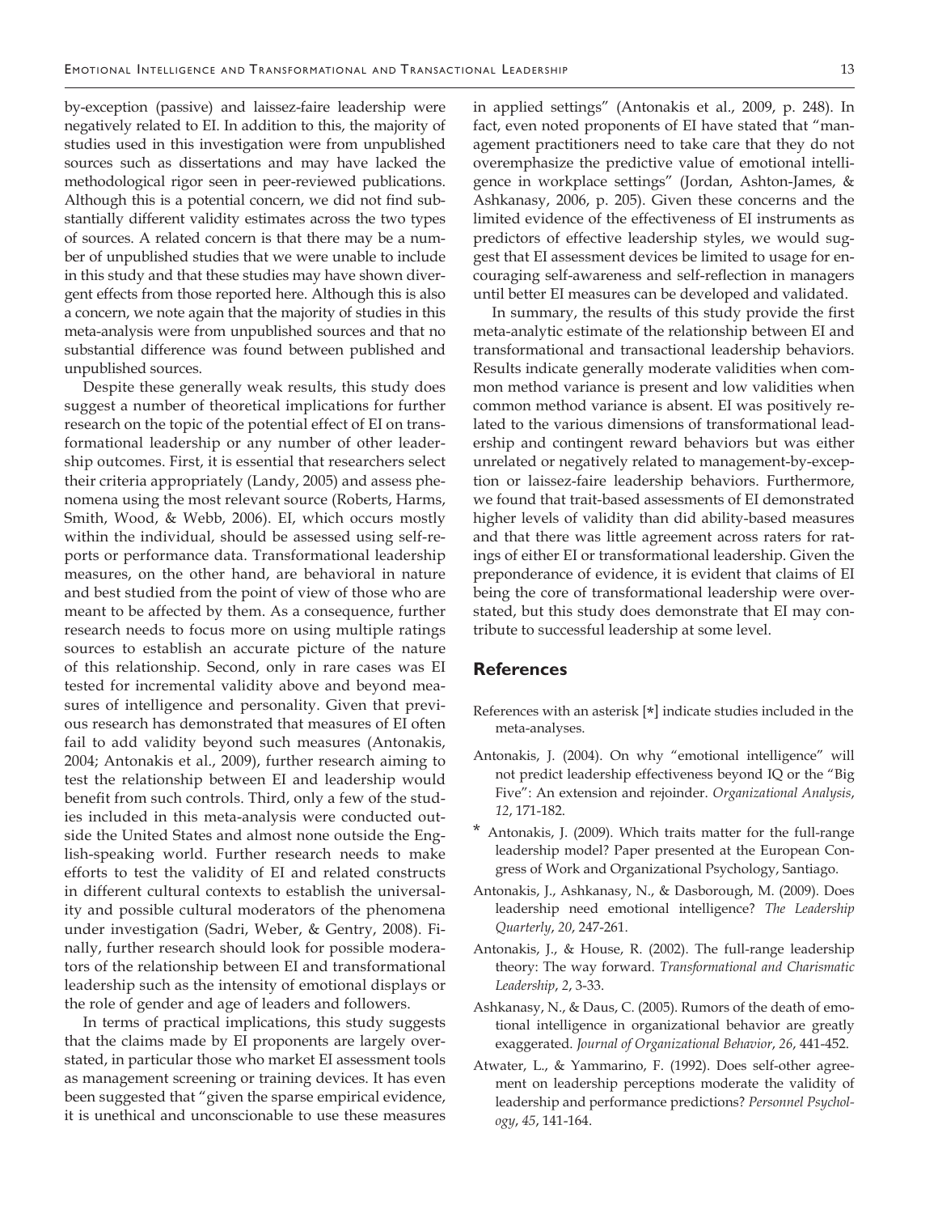by-exception (passive) and laissez-faire leadership were negatively related to EI. In addition to this, the majority of studies used in this investigation were from unpublished sources such as dissertations and may have lacked the methodological rigor seen in peer-reviewed publications. Although this is a potential concern, we did not find substantially different validity estimates across the two types of sources. A related concern is that there may be a number of unpublished studies that we were unable to include in this study and that these studies may have shown divergent effects from those reported here. Although this is also a concern, we note again that the majority of studies in this meta-analysis were from unpublished sources and that no substantial difference was found between published and unpublished sources.

Despite these generally weak results, this study does suggest a number of theoretical implications for further research on the topic of the potential effect of EI on transformational leadership or any number of other leadership outcomes. First, it is essential that researchers select their criteria appropriately (Landy, 2005) and assess phenomena using the most relevant source (Roberts, Harms, Smith, Wood, & Webb, 2006). EI, which occurs mostly within the individual, should be assessed using self-reports or performance data. Transformational leadership measures, on the other hand, are behavioral in nature and best studied from the point of view of those who are meant to be affected by them. As a consequence, further research needs to focus more on using multiple ratings sources to establish an accurate picture of the nature of this relationship. Second, only in rare cases was EI tested for incremental validity above and beyond measures of intelligence and personality. Given that previous research has demonstrated that measures of EI often fail to add validity beyond such measures (Antonakis, 2004; Antonakis et al., 2009), further research aiming to test the relationship between EI and leadership would benefit from such controls. Third, only a few of the studies included in this meta-analysis were conducted outside the United States and almost none outside the English-speaking world. Further research needs to make efforts to test the validity of EI and related constructs in different cultural contexts to establish the universality and possible cultural moderators of the phenomena under investigation (Sadri, Weber, & Gentry, 2008). Finally, further research should look for possible moderators of the relationship between EI and transformational leadership such as the intensity of emotional displays or the role of gender and age of leaders and followers.

In terms of practical implications, this study suggests that the claims made by EI proponents are largely overstated, in particular those who market EI assessment tools as management screening or training devices. It has even been suggested that "given the sparse empirical evidence, it is unethical and unconscionable to use these measures in applied settings" (Antonakis et al., 2009, p. 248). In fact, even noted proponents of EI have stated that "management practitioners need to take care that they do not overemphasize the predictive value of emotional intelligence in workplace settings" (Jordan, Ashton-James, & Ashkanasy, 2006, p. 205). Given these concerns and the limited evidence of the effectiveness of EI instruments as predictors of effective leadership styles, we would suggest that EI assessment devices be limited to usage for encouraging self-awareness and self-reflection in managers until better EI measures can be developed and validated.

In summary, the results of this study provide the first meta-analytic estimate of the relationship between EI and transformational and transactional leadership behaviors. Results indicate generally moderate validities when common method variance is present and low validities when common method variance is absent. EI was positively related to the various dimensions of transformational leadership and contingent reward behaviors but was either unrelated or negatively related to management-by-exception or laissez-faire leadership behaviors. Furthermore, we found that trait-based assessments of EI demonstrated higher levels of validity than did ability-based measures and that there was little agreement across raters for ratings of either EI or transformational leadership. Given the preponderance of evidence, it is evident that claims of EI being the core of transformational leadership were overstated, but this study does demonstrate that EI may contribute to successful leadership at some level.

## References

References with an asterisk [*] indicate studies included in the meta-analyses.

Antonakis, J. (2004). On why "emotional intelligence" will not predict leadership effectiveness beyond IQ or the "Big Five": An extension and rejoinder. *Organizational Analysis*, *12*, 171-182.

* Antonakis, J. (2009). Which traits matter for the full-range leadership model? Paper presented at the European Congress of Work and Organizational Psychology, Santiago.

Antonakis, J., Ashkanasy, N., & Dasborough, M. (2009). Does leadership need emotional intelligence? *The Leadership Quarterly*, *20*, 247-261.

Antonakis, J., & House, R. (2002). The full-range leadership theory: The way forward. *Transformational and Charismatic Leadership*, *2*, 3-33.

Ashkanasy, N., & Daus, C. (2005). Rumors of the death of emotional intelligence in organizational behavior are greatly exaggerated. *Journal of Organizational Behavior*, *26*, 441-452.

Atwater, L., & Yammarino, F. (1992). Does self-other agreement on leadership perceptions moderate the validity of leadership and performance predictions? *Personnel Psychology*, *45*, 141-164.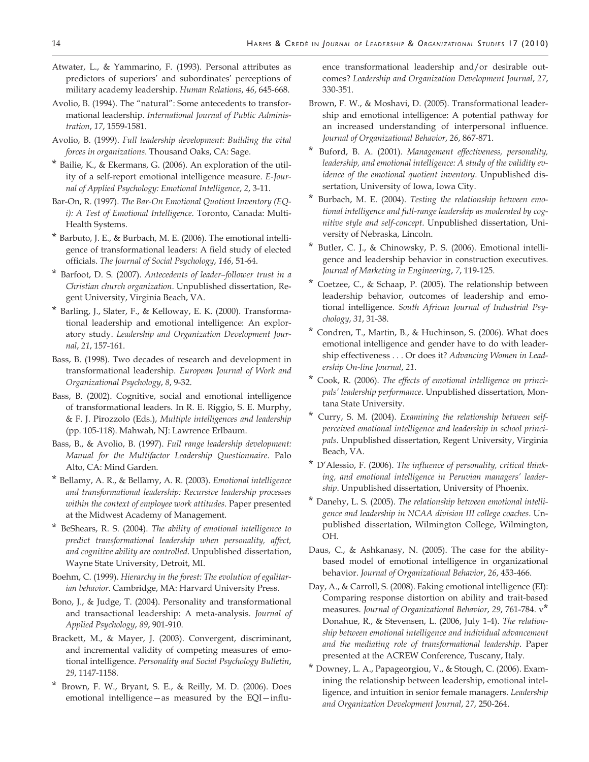Atwater, L., & Yammarino, F. (1993). Personal attributes as predictors of superiors' and subordinates' perceptions of military academy leadership. *Human Relations*, *46*, 645-668.

Avolio, B. (1994). The "natural": Some antecedents to transformational leadership. *International Journal of Public Administration*, *17*, 1559-1581.

Avolio, B. (1999). *Full leadership development: Building the vital forces in organizations*. Thousand Oaks, CA: Sage.

\* Bailie, K., & Ekermans, G. (2006). An exploration of the utility of a self-report emotional intelligence measure. *E-Journal of Applied Psychology: Emotional Intelligence*, *2*, 3-11.

Bar-On, R. (1997). *The Bar-On Emotional Quotient Inventory (EQ-i): A Test of Emotional Intelligence*. Toronto, Canada: Multi-Health Systems.

\* Barbuto, J. E., & Burbach, M. E. (2006). The emotional intelligence of transformational leaders: A field study of elected officials. *The Journal of Social Psychology*, *146*, 51-64.

\* Barfoot, D. S. (2007). *Antecedents of leader–follower trust in a Christian church organization*. Unpublished dissertation, Regent University, Virginia Beach, VA.

\* Barling, J., Slater, F., & Kelloway, E. K. (2000). Transformational leadership and emotional intelligence: An exploratory study. *Leadership and Organization Development Journal*, *21*, 157-161.

Bass, B. (1998). Two decades of research and development in transformational leadership. *European Journal of Work and Organizational Psychology*, *8*, 9-32.

Bass, B. (2002). Cognitive, social and emotional intelligence of transformational leaders. In R. E. Riggio, S. E. Murphy, & F. J. Pirozzolo (Eds.), *Multiple intelligences and leadership* (pp. 105-118). Mahwah, NJ: Lawrence Erlbaum.

Bass, B., & Avolio, B. (1997). *Full range leadership development: Manual for the Multifactor Leadership Questionnaire*. Palo Alto, CA: Mind Garden.

\* Bellamy, A. R., & Bellamy, A. R. (2003). *Emotional intelligence and transformational leadership: Recursive leadership processes within the context of employee work attitudes*. Paper presented at the Midwest Academy of Management.

\* BeShears, R. S. (2004). *The ability of emotional intelligence to predict transformational leadership when personality, affect, and cognitive ability are controlled*. Unpublished dissertation, Wayne State University, Detroit, MI.

Boehm, C. (1999). *Hierarchy in the forest: The evolution of egalitarian behavior*. Cambridge, MA: Harvard University Press.

Bono, J., & Judge, T. (2004). Personality and transformational and transactional leadership: A meta-analysis. *Journal of Applied Psychology*, *89*, 901-910.

Brackett, M., & Mayer, J. (2003). Convergent, discriminant, and incremental validity of competing measures of emotional intelligence. *Personality and Social Psychology Bulletin*, *29*, 1147-1158.

\* Brown, F. W., Bryant, S. E., & Reilly, M. D. (2006). Does emotional intelligence—as measured by the EQI—influence transformational leadership and/or desirable outcomes? *Leadership and Organization Development Journal*, *27*, 330-351.

Brown, F. W., & Moshavi, D. (2005). Transformational leadership and emotional intelligence: A potential pathway for an increased understanding of interpersonal influence. *Journal of Organizational Behavior*, *26*, 867-871.

\* Buford, B. A. (2001). *Management effectiveness, personality, leadership, and emotional intelligence: A study of the validity evidence of the emotional quotient inventory*. Unpublished dissertation, University of Iowa, Iowa City.

\* Burbach, M. E. (2004). *Testing the relationship between emotional intelligence and full-range leadership as moderated by cognitive style and self-concept*. Unpublished dissertation, University of Nebraska, Lincoln.

\* Butler, C. J., & Chinowsky, P. S. (2006). Emotional intelligence and leadership behavior in construction executives. *Journal of Marketing in Engineering*, *7*, 119-125.

\* Coetzee, C., & Schaap, P. (2005). The relationship between leadership behavior, outcomes of leadership and emotional intelligence. *South African Journal of Industrial Psychology*, *31*, 31-38.

\* Condren, T., Martin, B., & Huchinson, S. (2006). What does emotional intelligence and gender have to do with leadership effectiveness . . . Or does it? *Advancing Women in Leadership On-line Journal*, *21*.

\* Cook, R. (2006). *The effects of emotional intelligence on principals' leadership performance*. Unpublished dissertation, Montana State University.

\* Curry, S. M. (2004). *Examining the relationship between self-perceived emotional intelligence and leadership in school principals*. Unpublished dissertation, Regent University, Virginia Beach, VA.

\* D'Alessio, F. (2006). *The influence of personality, critical thinking, and emotional intelligence in Peruvian managers' leadership*. Unpublished dissertation, University of Phoenix.

\* Danehy, L. S. (2005). *The relationship between emotional intelligence and leadership in NCAA division III college coaches*. Unpublished dissertation, Wilmington College, Wilmington, OH.

Daus, C., & Ashkanasy, N. (2005). The case for the ability-based model of emotional intelligence in organizational behavior. *Journal of Organizational Behavior*, *26*, 453-466.

Day, A., & Carroll, S. (2008). Faking emotional intelligence (EI): Comparing response distortion on ability and trait-based measures. *Journal of Organizational Behavior*, *29*, 761-784. v\* Donahue, R., & Stevensen, L. (2006, July 1-4). *The relationship between emotional intelligence and individual advancement and the mediating role of transformational leadership*. Paper presented at the ACREW Conference, Tuscany, Italy.

\* Downey, L. A., Papageorgiou, V., & Stough, C. (2006). Examining the relationship between leadership, emotional intelligence, and intuition in senior female managers. *Leadership and Organization Development Journal*, *27*, 250-264.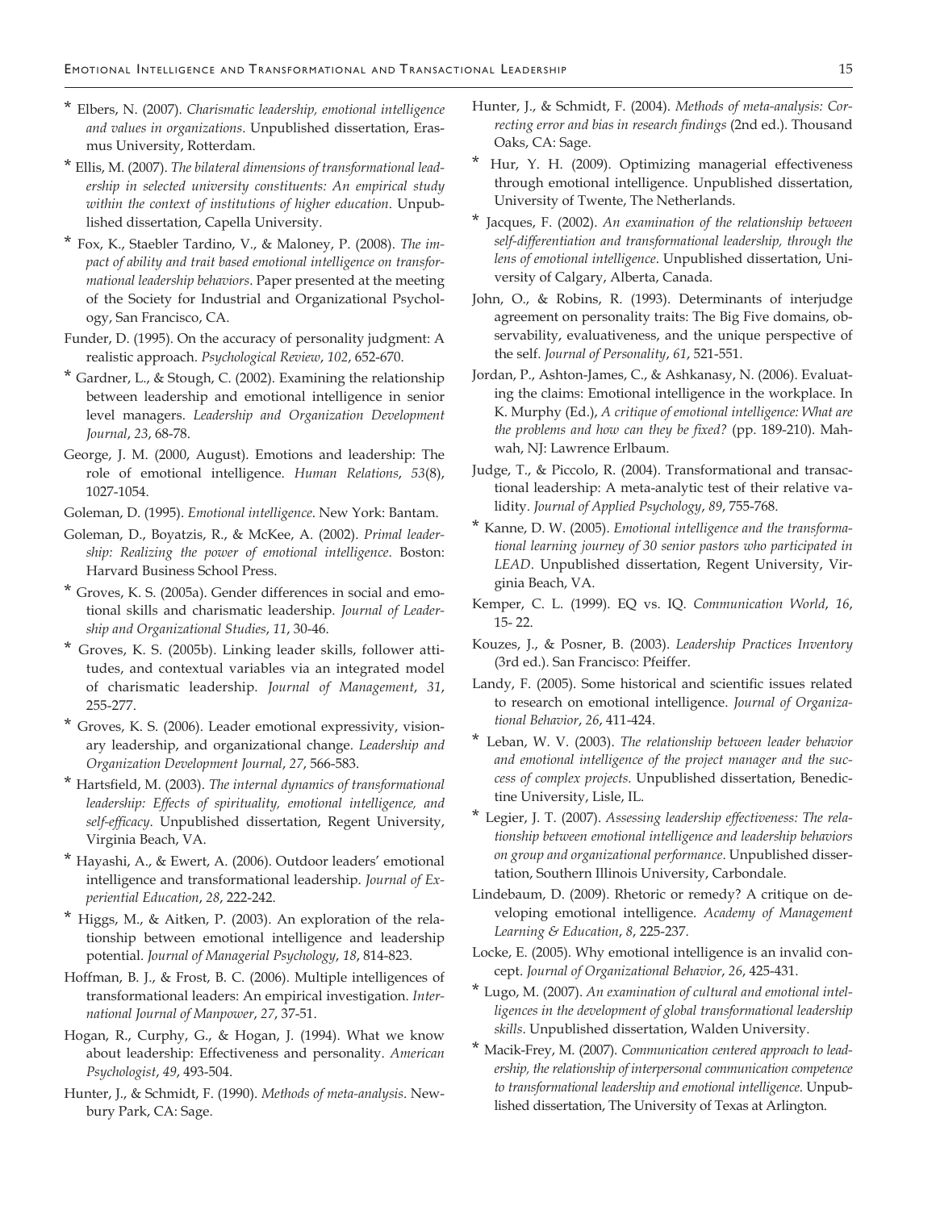\* Elbers, N. (2007). *Charismatic leadership, emotional intelligence and values in organizations*. Unpublished dissertation, Erasmus University, Rotterdam.

\* Ellis, M. (2007). *The bilateral dimensions of transformational leadership in selected university constituents: An empirical study within the context of institutions of higher education*. Unpublished dissertation, Capella University.

\* Fox, K., Staebler Tardino, V., & Maloney, P. (2008). *The impact of ability and trait based emotional intelligence on transformational leadership behaviors*. Paper presented at the meeting of the Society for Industrial and Organizational Psychology, San Francisco, CA.

Funder, D. (1995). On the accuracy of personality judgment: A realistic approach. *Psychological Review*, *102*, 652-670.

\* Gardner, L., & Stough, C. (2002). Examining the relationship between leadership and emotional intelligence in senior level managers. *Leadership and Organization Development Journal*, *23*, 68-78.

George, J. M. (2000, August). Emotions and leadership: The role of emotional intelligence. *Human Relations*, *53*(8), 1027-1054.

Goleman, D. (1995). *Emotional intelligence*. New York: Bantam.

Goleman, D., Boyatzis, R., & McKee, A. (2002). *Primal leadership: Realizing the power of emotional intelligence*. Boston: Harvard Business School Press.

\* Groves, K. S. (2005a). Gender differences in social and emotional skills and charismatic leadership. *Journal of Leadership and Organizational Studies*, *11*, 30-46.

\* Groves, K. S. (2005b). Linking leader skills, follower attitudes, and contextual variables via an integrated model of charismatic leadership. *Journal of Management*, *31*, 255-277.

\* Groves, K. S. (2006). Leader emotional expressivity, visionary leadership, and organizational change. *Leadership and Organization Development Journal*, *27*, 566-583.

\* Hartsfield, M. (2003). *The internal dynamics of transformational leadership: Effects of spirituality, emotional intelligence, and self-efficacy*. Unpublished dissertation, Regent University, Virginia Beach, VA.

\* Hayashi, A., & Ewert, A. (2006). Outdoor leaders' emotional intelligence and transformational leadership. *Journal of Experiential Education*, *28*, 222-242.

\* Higgs, M., & Aitken, P. (2003). An exploration of the relationship between emotional intelligence and leadership potential. *Journal of Managerial Psychology*, *18*, 814-823.

Hoffman, B. J., & Frost, B. C. (2006). Multiple intelligences of transformational leaders: An empirical investigation. *International Journal of Manpower*, *27*, 37-51.

Hogan, R., Curphy, G., & Hogan, J. (1994). What we know about leadership: Effectiveness and personality. *American Psychologist*, *49*, 493-504.

Hunter, J., & Schmidt, F. (1990). *Methods of meta-analysis*. Newbury Park, CA: Sage.

Hunter, J., & Schmidt, F. (2004). *Methods of meta-analysis: Correcting error and bias in research findings* (2nd ed.). Thousand Oaks, CA: Sage.

\* Hur, Y. H. (2009). Optimizing managerial effectiveness through emotional intelligence. Unpublished dissertation, University of Twente, The Netherlands.

\* Jacques, F. (2002). *An examination of the relationship between self-differentiation and transformational leadership, through the lens of emotional intelligence*. Unpublished dissertation, University of Calgary, Alberta, Canada.

John, O., & Robins, R. (1993). Determinants of interjudge agreement on personality traits: The Big Five domains, observability, evaluativeness, and the unique perspective of the self. *Journal of Personality*, *61*, 521-551.

Jordan, P., Ashton-James, C., & Ashkanasy, N. (2006). Evaluating the claims: Emotional intelligence in the workplace. In K. Murphy (Ed.), *A critique of emotional intelligence: What are the problems and how can they be fixed?* (pp. 189-210). Mahwah, NJ: Lawrence Erlbaum.

Judge, T., & Piccolo, R. (2004). Transformational and transactional leadership: A meta-analytic test of their relative validity. *Journal of Applied Psychology*, *89*, 755-768.

\* Kanne, D. W. (2005). *Emotional intelligence and the transformational learning journey of 30 senior pastors who participated in LEAD*. Unpublished dissertation, Regent University, Virginia Beach, VA.

Kemper, C. L. (1999). EQ vs. IQ. *Communication World*, *16*, 15- 22.

Kouzes, J., & Posner, B. (2003). *Leadership Practices Inventory* (3rd ed.). San Francisco: Pfeiffer.

Landy, F. (2005). Some historical and scientific issues related to research on emotional intelligence. *Journal of Organizational Behavior*, *26*, 411-424.

\* Leban, W. V. (2003). *The relationship between leader behavior and emotional intelligence of the project manager and the success of complex projects*. Unpublished dissertation, Benedictine University, Lisle, IL.

\* Legier, J. T. (2007). *Assessing leadership effectiveness: The relationship between emotional intelligence and leadership behaviors on group and organizational performance*. Unpublished dissertation, Southern Illinois University, Carbondale.

Lindebaum, D. (2009). Rhetoric or remedy? A critique on developing emotional intelligence. *Academy of Management Learning & Education*, *8*, 225-237.

Locke, E. (2005). Why emotional intelligence is an invalid concept. *Journal of Organizational Behavior*, *26*, 425-431.

\* Lugo, M. (2007). *An examination of cultural and emotional intelligences in the development of global transformational leadership skills*. Unpublished dissertation, Walden University.

\* Macik-Frey, M. (2007). *Communication centered approach to leadership, the relationship of interpersonal communication competence to transformational leadership and emotional intelligence*. Unpublished dissertation, The University of Texas at Arlington.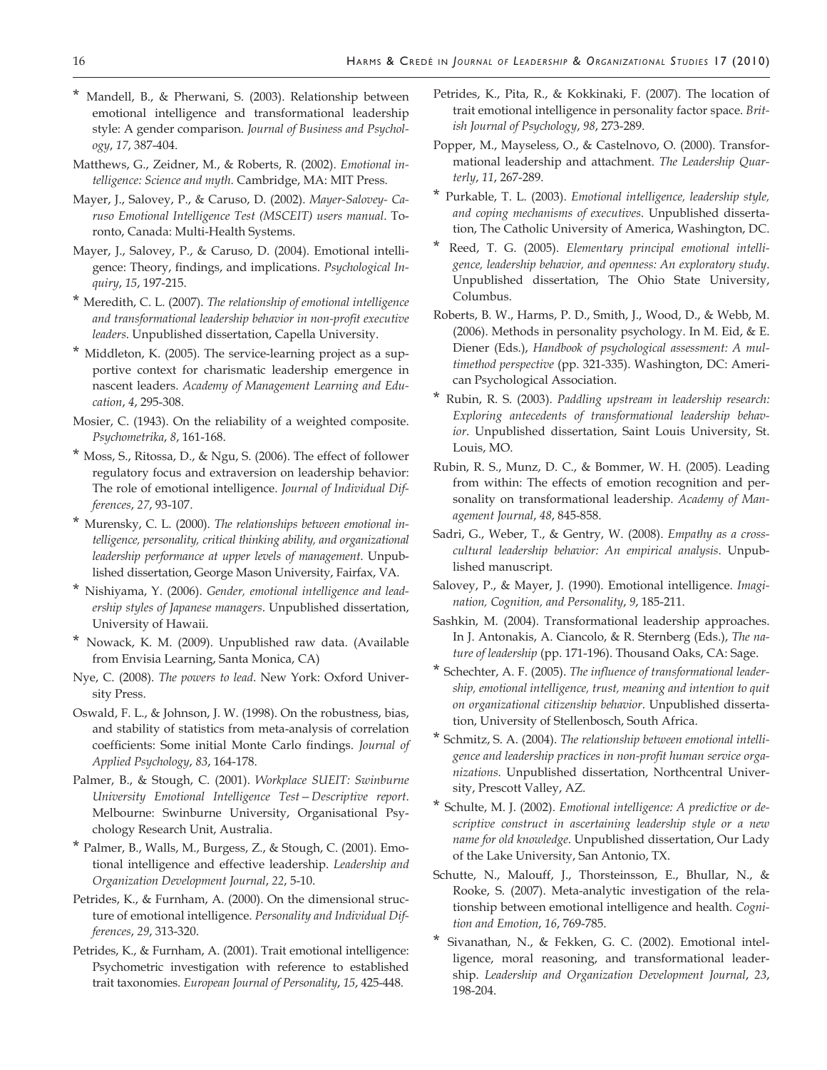\* Mandell, B., & Pherwani, S. (2003). Relationship between emotional intelligence and transformational leadership style: A gender comparison. *Journal of Business and Psychology*, *17*, 387-404.

Matthews, G., Zeidner, M., & Roberts, R. (2002). *Emotional intelligence: Science and myth*. Cambridge, MA: MIT Press.

Mayer, J., Salovey, P., & Caruso, D. (2002). *Mayer-Salovey- Caruso Emotional Intelligence Test (MSCEIT) users manual*. Toronto, Canada: Multi-Health Systems.

Mayer, J., Salovey, P., & Caruso, D. (2004). Emotional intelligence: Theory, findings, and implications. *Psychological Inquiry*, *15*, 197-215.

\* Meredith, C. L. (2007). *The relationship of emotional intelligence and transformational leadership behavior in non-profit executive leaders*. Unpublished dissertation, Capella University.

\* Middleton, K. (2005). The service-learning project as a supportive context for charismatic leadership emergence in nascent leaders. *Academy of Management Learning and Education*, *4*, 295-308.

Mosier, C. (1943). On the reliability of a weighted composite. *Psychometrika*, *8*, 161-168.

\* Moss, S., Ritossa, D., & Ngu, S. (2006). The effect of follower regulatory focus and extraversion on leadership behavior: The role of emotional intelligence. *Journal of Individual Differences*, *27*, 93-107.

\* Murensky, C. L. (2000). *The relationships between emotional intelligence, personality, critical thinking ability, and organizational leadership performance at upper levels of management*. Unpublished dissertation, George Mason University, Fairfax, VA.

\* Nishiyama, Y. (2006). *Gender, emotional intelligence and leadership styles of Japanese managers*. Unpublished dissertation, University of Hawaii.

\* Nowack, K. M. (2009). Unpublished raw data. (Available from Envisia Learning, Santa Monica, CA)

Nye, C. (2008). *The powers to lead*. New York: Oxford University Press.

Oswald, F. L., & Johnson, J. W. (1998). On the robustness, bias, and stability of statistics from meta-analysis of correlation coefficients: Some initial Monte Carlo findings. *Journal of Applied Psychology*, *83*, 164-178.

Palmer, B., & Stough, C. (2001). *Workplace SUEIT: Swinburne University Emotional Intelligence Test—Descriptive report*. Melbourne: Swinburne University, Organisational Psychology Research Unit, Australia.

\* Palmer, B., Walls, M., Burgess, Z., & Stough, C. (2001). Emotional intelligence and effective leadership. *Leadership and Organization Development Journal*, *22*, 5-10.

Petrides, K., & Furnham, A. (2000). On the dimensional structure of emotional intelligence. *Personality and Individual Differences*, *29*, 313-320.

Petrides, K., & Furnham, A. (2001). Trait emotional intelligence: Psychometric investigation with reference to established trait taxonomies. *European Journal of Personality*, *15*, 425-448.

Petrides, K., Pita, R., & Kokkinaki, F. (2007). The location of trait emotional intelligence in personality factor space. *British Journal of Psychology*, *98*, 273-289.

Popper, M., Mayseless, O., & Castelnovo, O. (2000). Transformational leadership and attachment. *The Leadership Quarterly*, *11*, 267-289.

\* Purkable, T. L. (2003). *Emotional intelligence, leadership style, and coping mechanisms of executives*. Unpublished dissertation, The Catholic University of America, Washington, DC.

\* Reed, T. G. (2005). *Elementary principal emotional intelligence, leadership behavior, and openness: An exploratory study*. Unpublished dissertation, The Ohio State University, Columbus.

Roberts, B. W., Harms, P. D., Smith, J., Wood, D., & Webb, M. (2006). Methods in personality psychology. In M. Eid, & E. Diener (Eds.), *Handbook of psychological assessment: A multimethod perspective* (pp. 321-335). Washington, DC: American Psychological Association.

\* Rubin, R. S. (2003). *Paddling upstream in leadership research: Exploring antecedents of transformational leadership behavior*. Unpublished dissertation, Saint Louis University, St. Louis, MO.

Rubin, R. S., Munz, D. C., & Bommer, W. H. (2005). Leading from within: The effects of emotion recognition and personality on transformational leadership. *Academy of Management Journal*, *48*, 845-858.

Sadri, G., Weber, T., & Gentry, W. (2008). *Empathy as a cross-cultural leadership behavior: An empirical analysis*. Unpublished manuscript.

Salovey, P., & Mayer, J. (1990). Emotional intelligence. *Imagination, Cognition, and Personality*, *9*, 185-211.

Sashkin, M. (2004). Transformational leadership approaches. In J. Antonakis, A. Ciancolo, & R. Sternberg (Eds.), *The nature of leadership* (pp. 171-196). Thousand Oaks, CA: Sage.

\* Schechter, A. F. (2005). *The influence of transformational leadership, emotional intelligence, trust, meaning and intention to quit on organizational citizenship behavior*. Unpublished dissertation, University of Stellenbosch, South Africa.

\* Schmitz, S. A. (2004). *The relationship between emotional intelligence and leadership practices in non-profit human service organizations*. Unpublished dissertation, Northcentral University, Prescott Valley, AZ.

\* Schulte, M. J. (2002). *Emotional intelligence: A predictive or descriptive construct in ascertaining leadership style or a new name for old knowledge*. Unpublished dissertation, Our Lady of the Lake University, San Antonio, TX.

Schutte, N., Malouff, J., Thorsteinsson, E., Bhullar, N., & Rooke, S. (2007). Meta-analytic investigation of the relationship between emotional intelligence and health. *Cognition and Emotion*, *16*, 769-785.

\* Sivanathan, N., & Fekken, G. C. (2002). Emotional intelligence, moral reasoning, and transformational leadership. *Leadership and Organization Development Journal*, *23*, 198-204.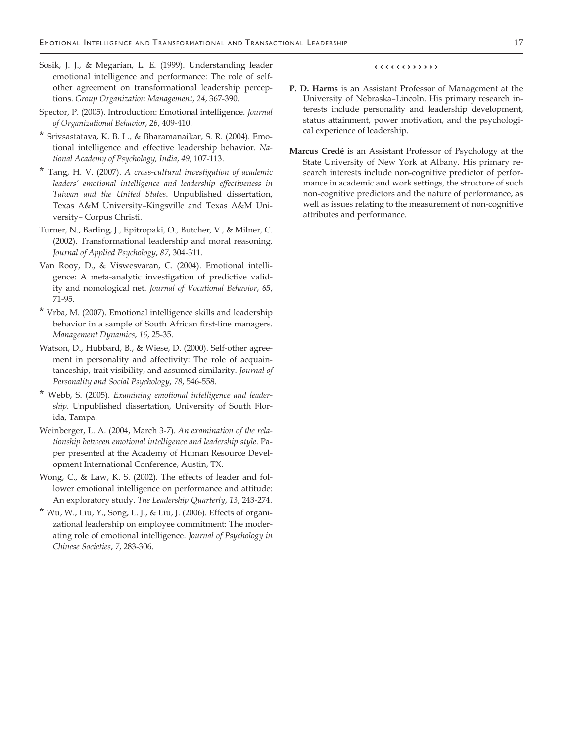Sosik, J. J., & Megarian, L. E. (1999). Understanding leader emotional intelligence and performance: The role of self-other agreement on transformational leadership perceptions. *Group Organization Management*, *24*, 367-390.

Spector, P. (2005). Introduction: Emotional intelligence. *Journal of Organizational Behavior*, *26*, 409-410.

* Srivsastatava, K. B. L., & Bharamanaikar, S. R. (2004). Emotional intelligence and effective leadership behavior. *National Academy of Psychology, India*, *49*, 107-113.

* Tang, H. V. (2007). *A cross-cultural investigation of academic leaders' emotional intelligence and leadership effectiveness in Taiwan and the United States*. Unpublished dissertation, Texas A&M University–Kingsville and Texas A&M University– Corpus Christi.

Turner, N., Barling, J., Epitropaki, O., Butcher, V., & Milner, C. (2002). Transformational leadership and moral reasoning. *Journal of Applied Psychology*, *87*, 304-311.

Van Rooy, D., & Viswesvaran, C. (2004). Emotional intelligence: A meta-analytic investigation of predictive validity and nomological net. *Journal of Vocational Behavior*, *65*, 71-95.

* Vrba, M. (2007). Emotional intelligence skills and leadership behavior in a sample of South African first-line managers. *Management Dynamics*, *16*, 25-35.

Watson, D., Hubbard, B., & Wiese, D. (2000). Self-other agreement in personality and affectivity: The role of acquaintanceship, trait visibility, and assumed similarity. *Journal of Personality and Social Psychology*, *78*, 546-558.

* Webb, S. (2005). *Examining emotional intelligence and leadership*. Unpublished dissertation, University of South Florida, Tampa.

Weinberger, L. A. (2004, March 3-7). *An examination of the relationship between emotional intelligence and leadership style*. Paper presented at the Academy of Human Resource Development International Conference, Austin, TX.

Wong, C., & Law, K. S. (2002). The effects of leader and follower emotional intelligence on performance and attitude: An exploratory study. *The Leadership Quarterly*, *13*, 243-274.

* Wu, W., Liu, Y., Song, L. J., & Liu, J. (2006). Effects of organizational leadership on employee commitment: The moderating role of emotional intelligence. *Journal of Psychology in Chinese Societies*, *7*, 283-306.

‹‹‹‹‹‹››››››

**P. D. Harms** is an Assistant Professor of Management at the University of Nebraska–Lincoln. His primary research interests include personality and leadership development, status attainment, power motivation, and the psychological experience of leadership.

**Marcus Credé** is an Assistant Professor of Psychology at the State University of New York at Albany. His primary research interests include non-cognitive predictor of performance in academic and work settings, the structure of such non-cognitive predictors and the nature of performance, as well as issues relating to the measurement of non-cognitive attributes and performance.